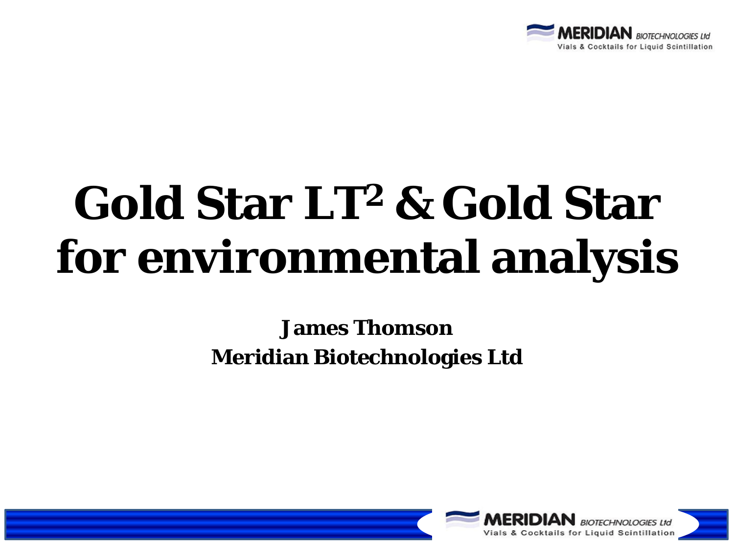# Gold Star LT$^2$ & Gold Star for environmental analysis

**James Thomson**
**Meridian Biotechnologies Ltd**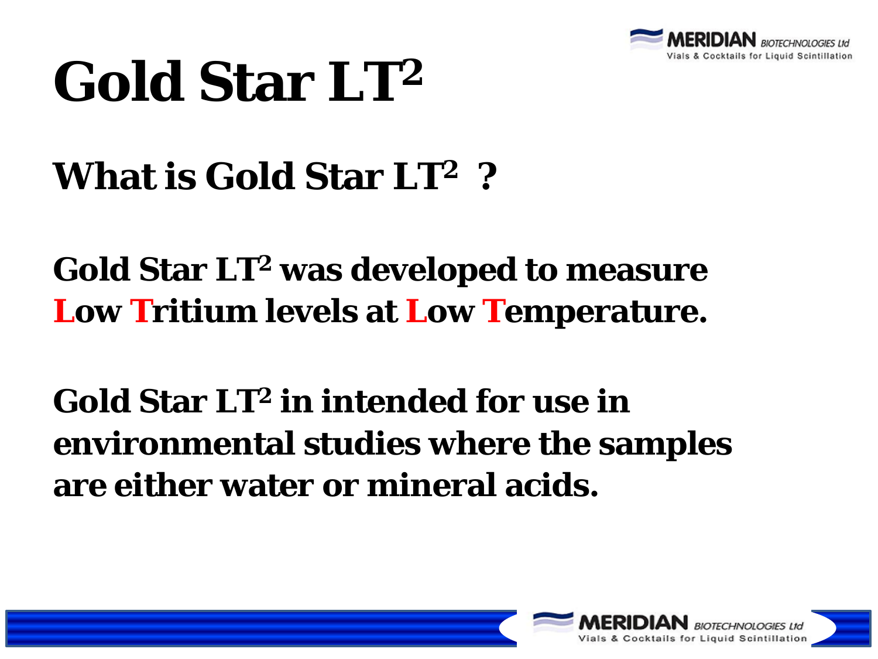# Gold Star $LT^2$

## What is Gold Star $LT^2$ ?

**Gold Star $LT^2$ was developed to measure Low Tritium levels at Low Temperature.**

**Gold Star $LT^2$ in intended for use in environmental studies where the samples are either water or mineral acids.**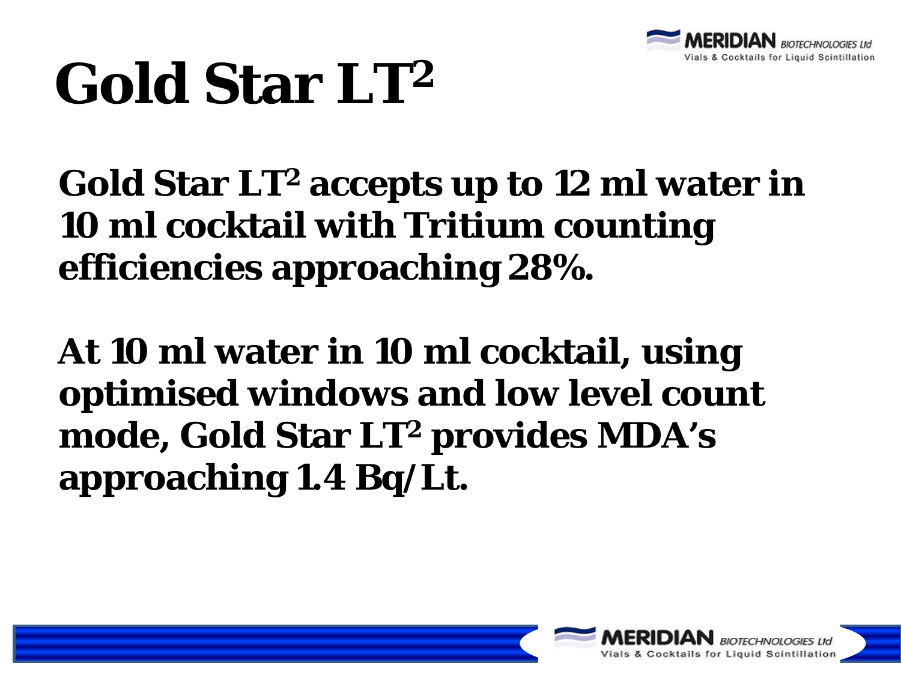# Gold Star $LT^2$

**Gold Star $LT^2$ accepts up to 12 ml water in 10 ml cocktail with Tritium counting efficiencies approaching 28%.**

**At 10 ml water in 10 ml cocktail, using optimised windows and low level count mode, Gold Star $LT^2$ provides MDA's approaching 1.4 Bq/Lt.**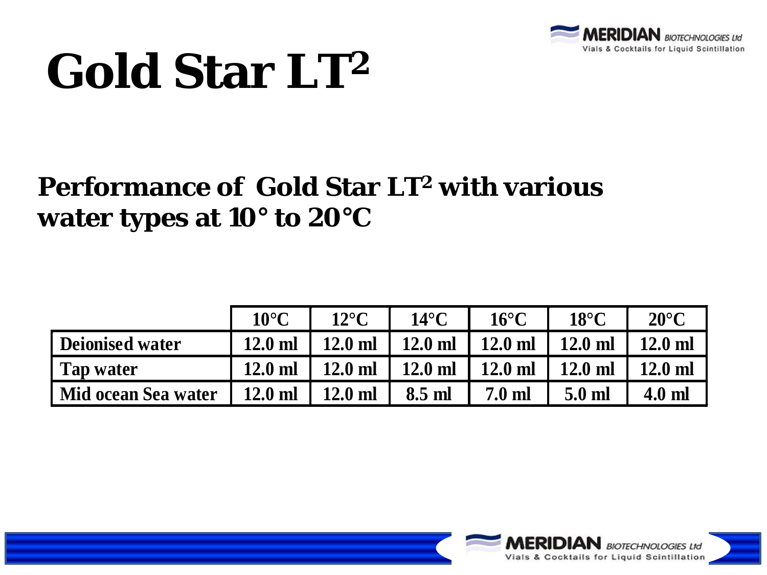# Gold Star $LT^2$

## Performance of Gold Star $LT^2$ with various water types at 10° to 20°C

| | 10°C | 12°C | 14°C | 16°C | 18°C | 20°C |
|---|---|---|---|---|---|---|
| Deionised water | 12.0 ml | 12.0 ml | 12.0 ml | 12.0 ml | 12.0 ml | 12.0 ml |
| Tap water | 12.0 ml | 12.0 ml | 12.0 ml | 12.0 ml | 12.0 ml | 12.0 ml |
| Mid ocean Sea water | 12.0 ml | 12.0 ml | 8.5 ml | 7.0 ml | 5.0 ml | 4.0 ml |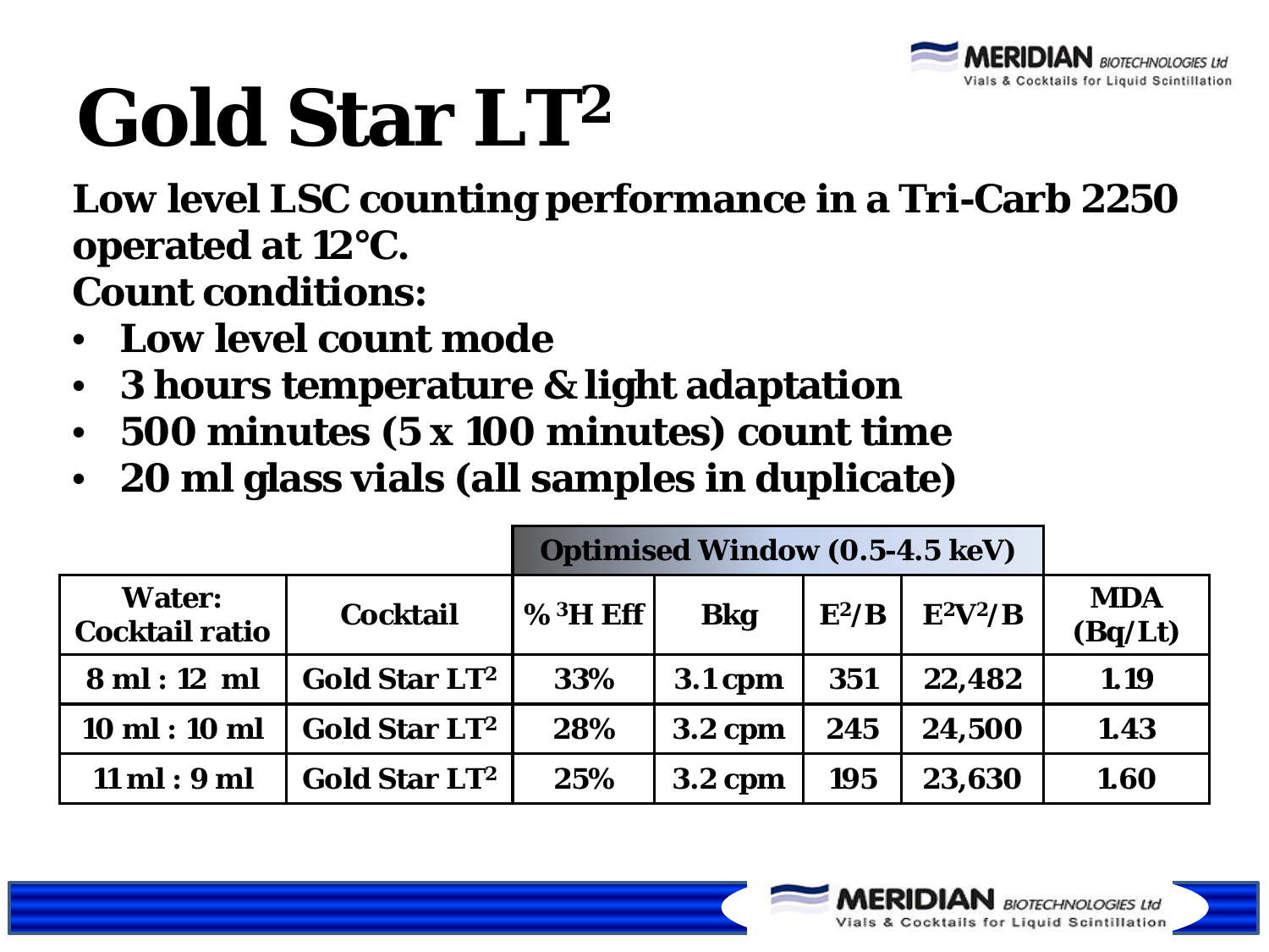# Gold Star $LT^2$

**Low level LSC counting performance in a Tri-Carb 2250 operated at 12°C.**

**Count conditions:**

- **Low level count mode**
- **3 hours temperature & light adaptation**
- **500 minutes (5 x 100 minutes) count time**
- **20 ml glass vials (all samples in duplicate)**

| | | Optimised Window (0.5-4.5 keV) | | | | |
|---|---|---|---|---|---|---|
| **Water: Cocktail ratio** | **Cocktail** | **% $^3H$ Eff** | **Bkg** | **$E^2/B$** | **$E^2V^2/B$** | **MDA (Bq/Lt)** |
| 8 ml : 12 ml | Gold Star $LT^2$ | 33% | 3.1 cpm | 351 | 22,482 | 1.19 |
| 10 ml : 10 ml | Gold Star $LT^2$ | 28% | 3.2 cpm | 245 | 24,500 | 1.43 |
| 11 ml : 9 ml | Gold Star $LT^2$ | 25% | 3.2 cpm | 195 | 23,630 | 1.60 |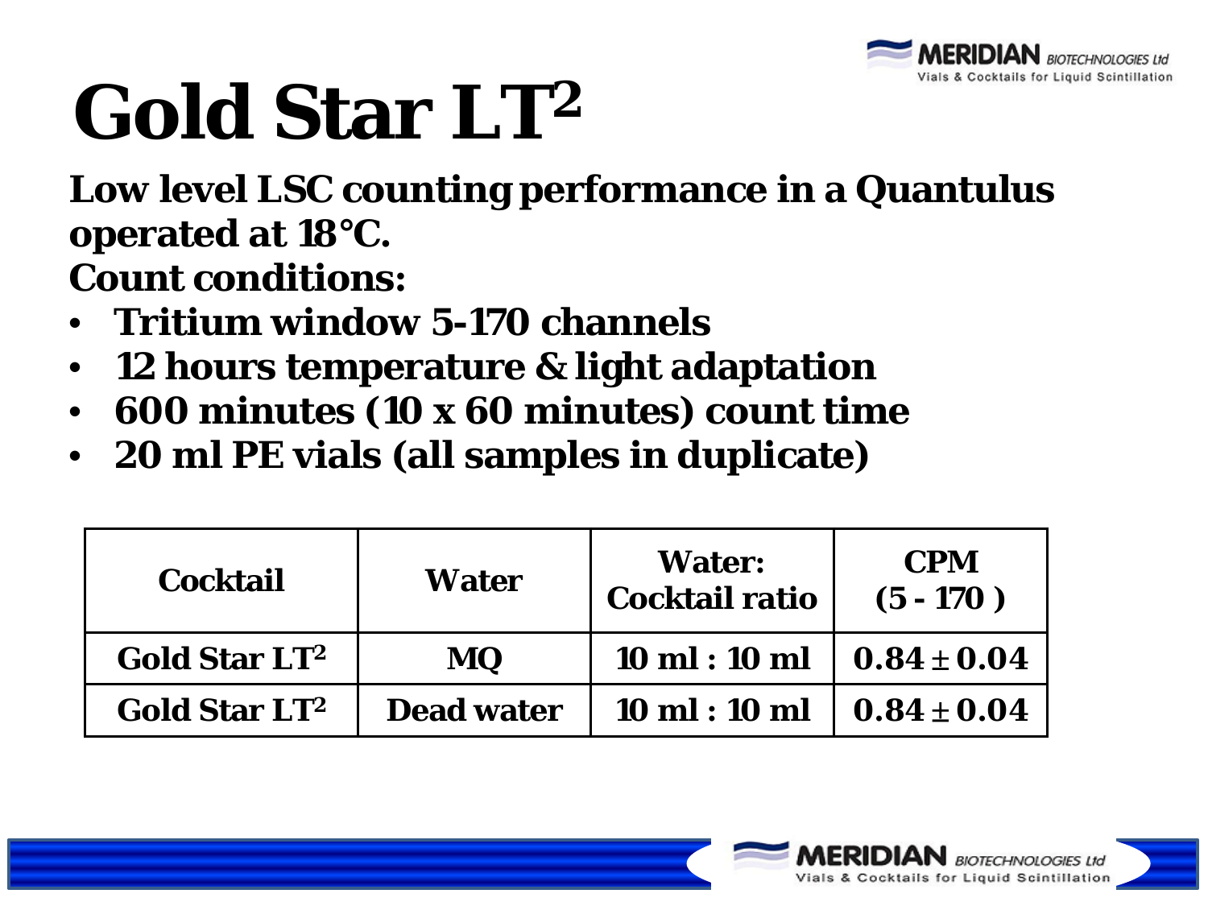# Gold Star LT$^2$

**Low level LSC counting performance in a Quantulus operated at 18°C.**

**Count conditions:**

- **Tritium window 5-170 channels**
- **12 hours temperature & light adaptation**
- **600 minutes (10 x 60 minutes) count time**
- **20 ml PE vials (all samples in duplicate)**

| Cocktail | Water | Water: Cocktail ratio | CPM (5 - 170 ) |
|---|---|---|---|
| Gold Star LT$^2$ | MQ | 10 ml : 10 ml | $0.84 \pm 0.04$ |
| Gold Star LT$^2$ | Dead water | 10 ml : 10 ml | $0.84 \pm 0.04$ |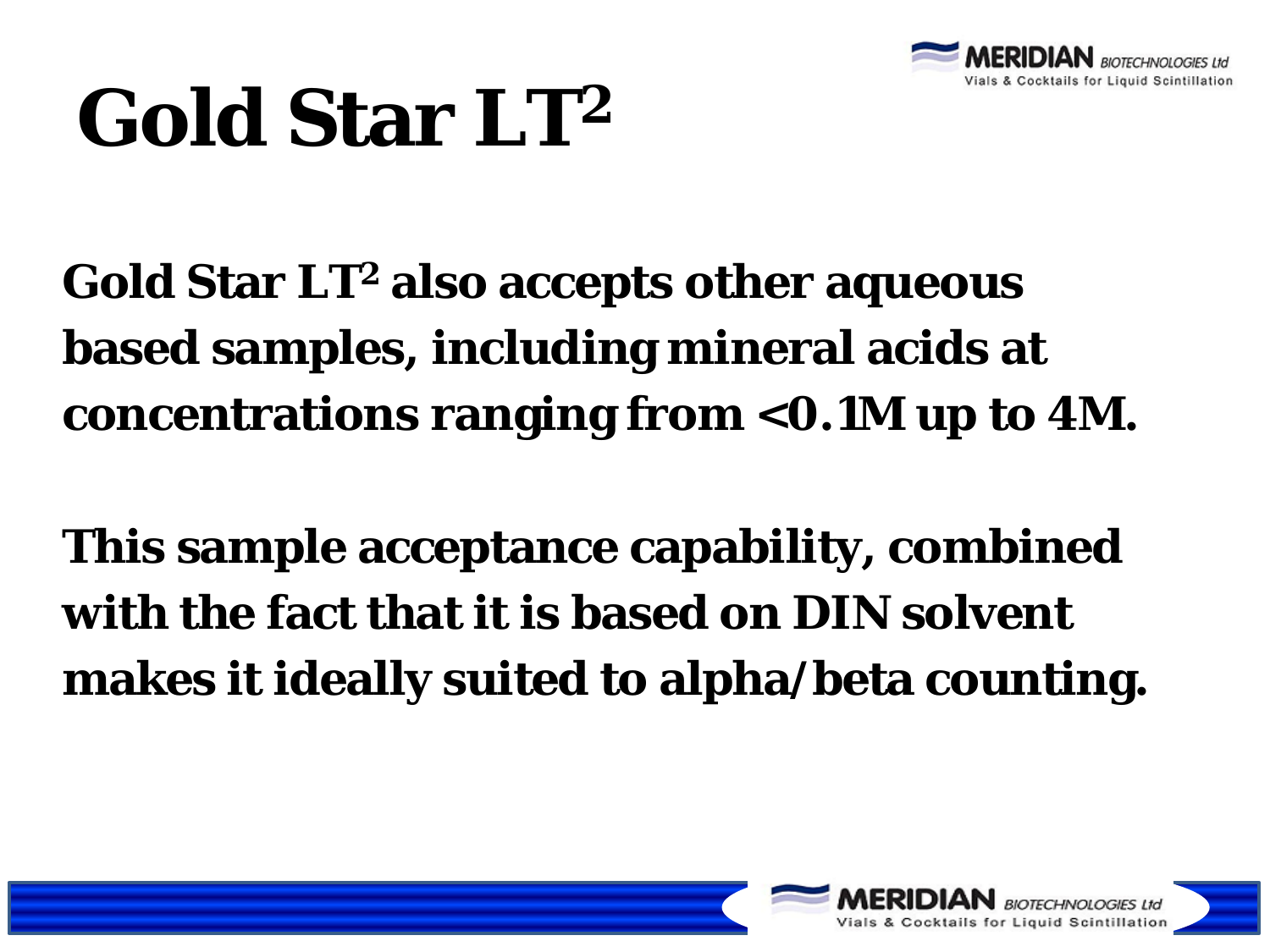# Gold Star $LT^2$

Gold Star $LT^2$ also accepts other aqueous based samples, including mineral acids at concentrations ranging from <0.1M up to 4M.

This sample acceptance capability, combined with the fact that it is based on DIN solvent makes it ideally suited to alpha/beta counting.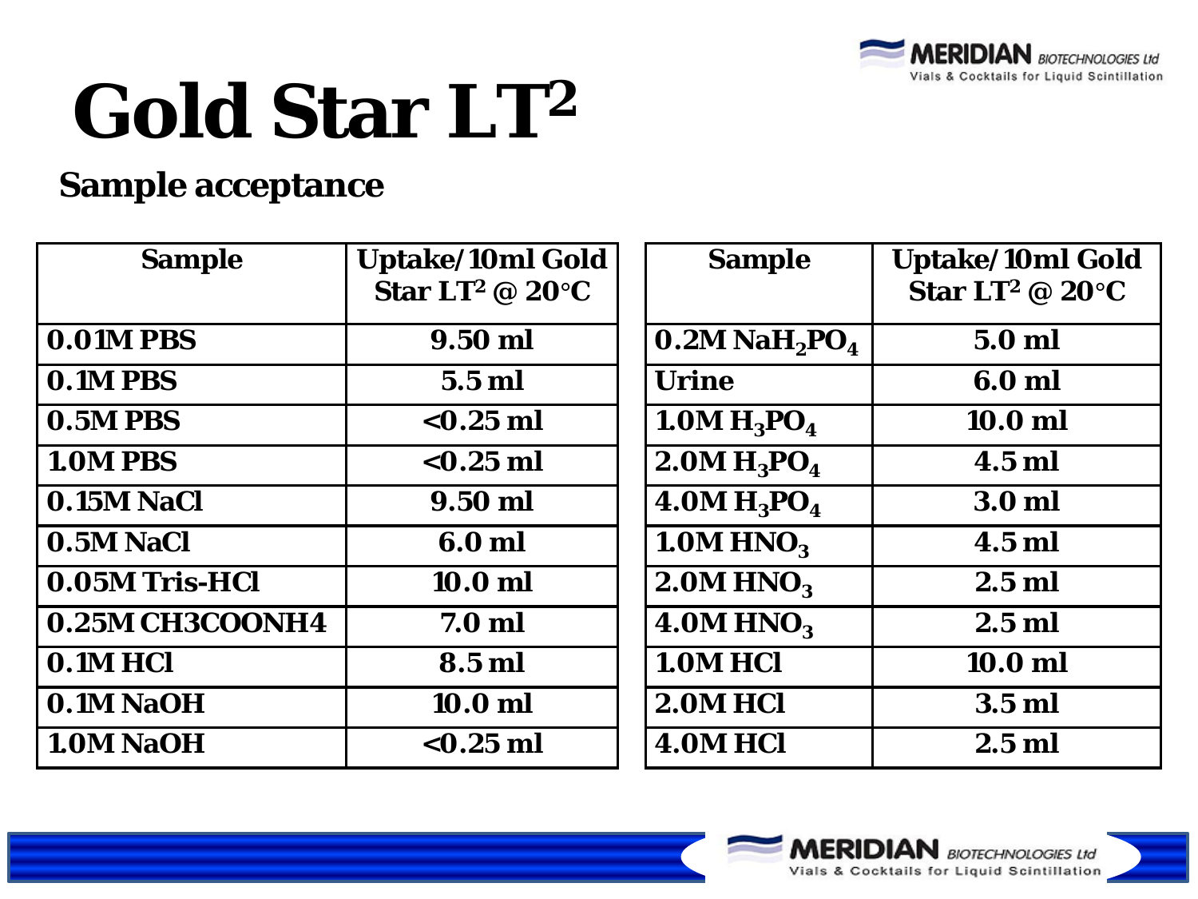# Gold Star $LT^2$

## Sample acceptance

| Sample | Uptake/10ml Gold Star $LT^2$ @ 20°C |
|---|---|
| 0.01M PBS | 9.50 ml |
| 0.1M PBS | 5.5 ml |
| 0.5M PBS | <0.25 ml |
| 1.0M PBS | <0.25 ml |
| 0.15M NaCl | 9.50 ml |
| 0.5M NaCl | 6.0 ml |
| 0.05M Tris-HCl | 10.0 ml |
| 0.25M CH3COONH4 | 7.0 ml |
| 0.1M HCl | 8.5 ml |
| 0.1M NaOH | 10.0 ml |
| 1.0M NaOH | <0.25 ml |

| Sample | Uptake/10ml Gold Star $LT^2$ @ 20°C |
|---|---|
| 0.2M $NaH_2PO_4$ | 5.0 ml |
| Urine | 6.0 ml |
| 1.0M $H_3PO_4$ | 10.0 ml |
| 2.0M $H_3PO_4$ | 4.5 ml |
| 4.0M $H_3PO_4$ | 3.0 ml |
| 1.0M $HNO_3$ | 4.5 ml |
| 2.0M $HNO_3$ | 2.5 ml |
| 4.0M $HNO_3$ | 2.5 ml |
| 1.0M HCl | 10.0 ml |
| 2.0M HCl | 3.5 ml |
| 4.0M HCl | 2.5 ml |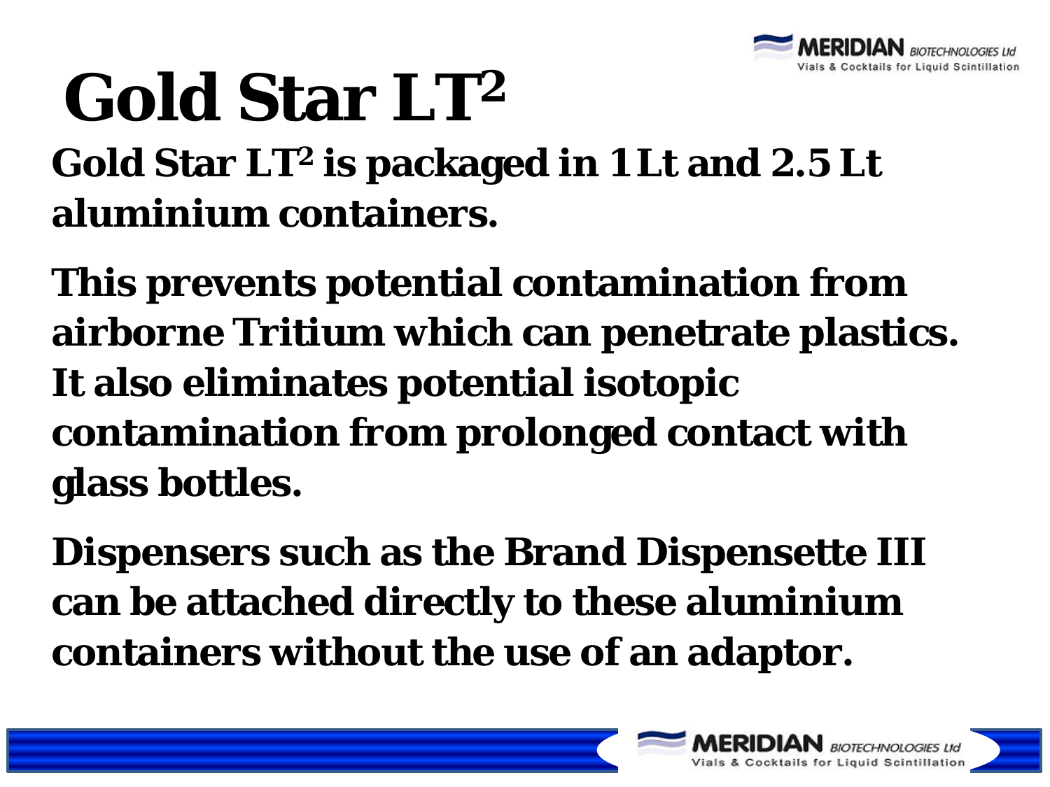# Gold Star $LT^2$

Gold Star $LT^2$ is packaged in 1 Lt and 2.5 Lt aluminium containers.

This prevents potential contamination from airborne Tritium which can penetrate plastics. It also eliminates potential isotopic contamination from prolonged contact with glass bottles.

Dispensers such as the Brand Dispensette III can be attached directly to these aluminium containers without the use of an adaptor.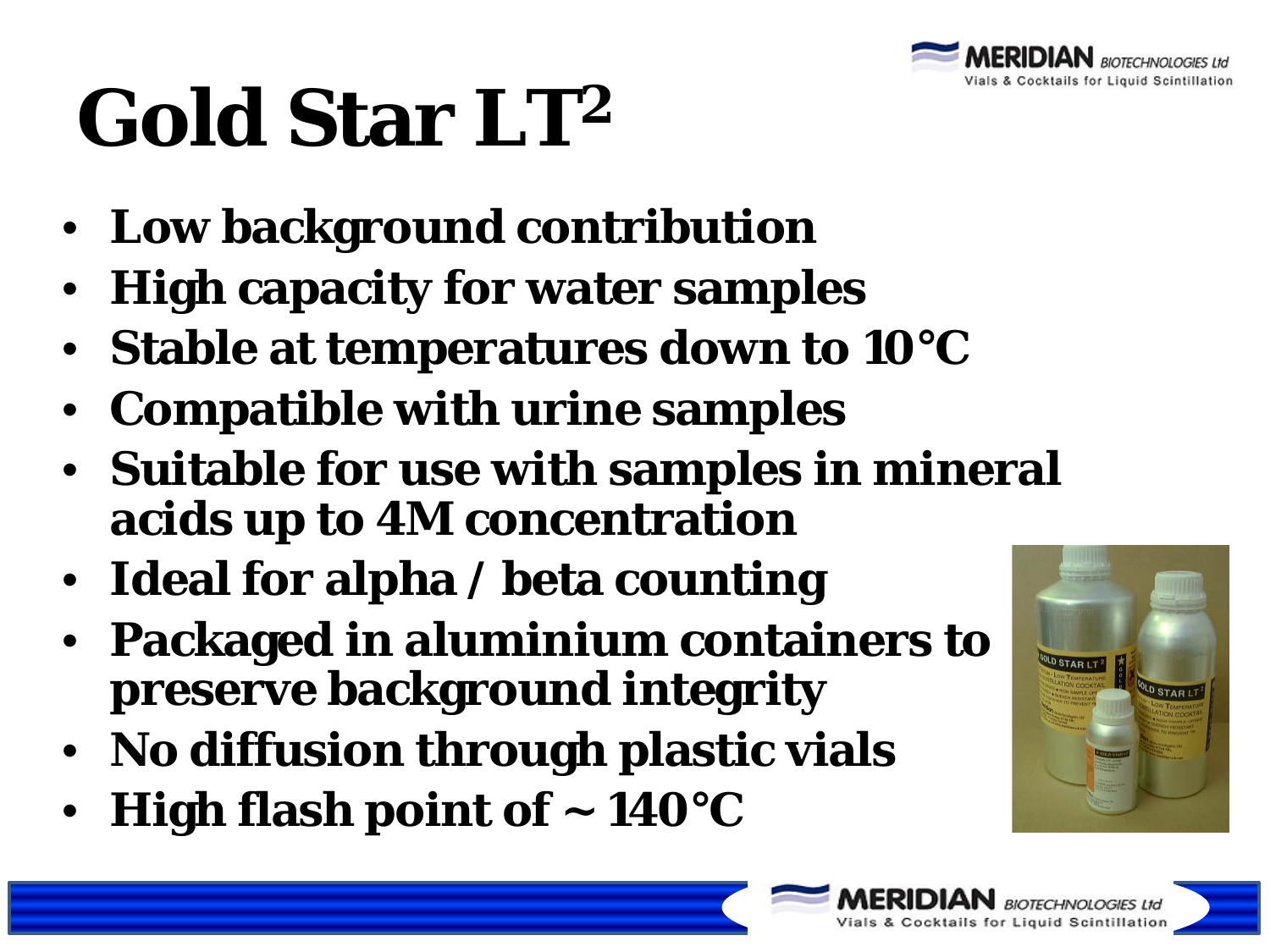# Gold Star $LT^2$

- **Low background contribution**
- **High capacity for water samples**
- **Stable at temperatures down to 10°C**
- **Compatible with urine samples**
- **Suitable for use with samples in mineral acids up to 4M concentration**
- **Ideal for alpha / beta counting**
- **Packaged in aluminium containers to preserve background integrity**
- **No diffusion through plastic vials**
- **High flash point of ~ 140°C**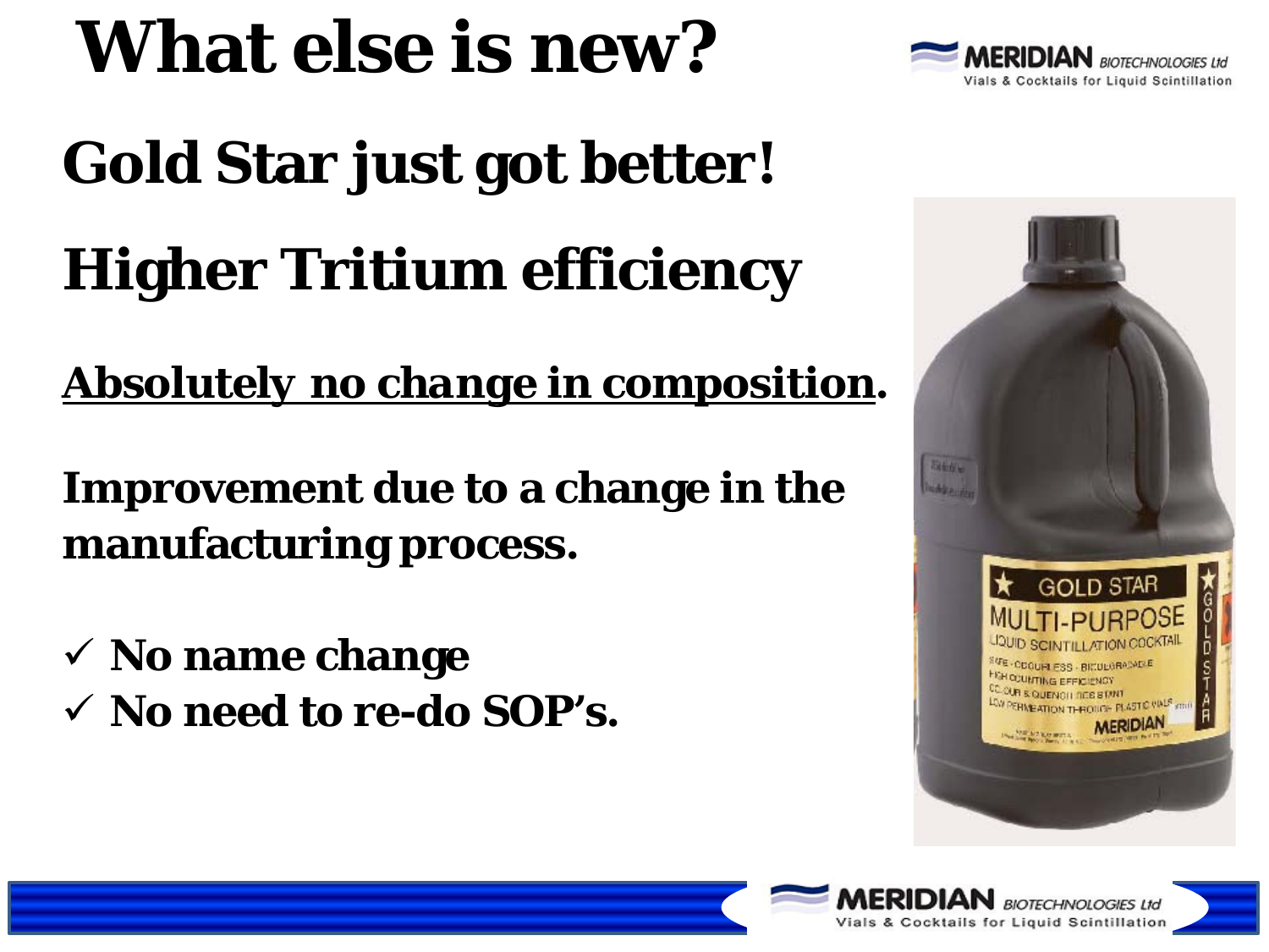# What else is new?

## Gold Star just got better!

## Higher Tritium efficiency

**<u>Absolutely no change in composition</u>.**

**Improvement due to a change in the manufacturing process.**

- ✓ **No name change**
- ✓ **No need to re-do SOP's.**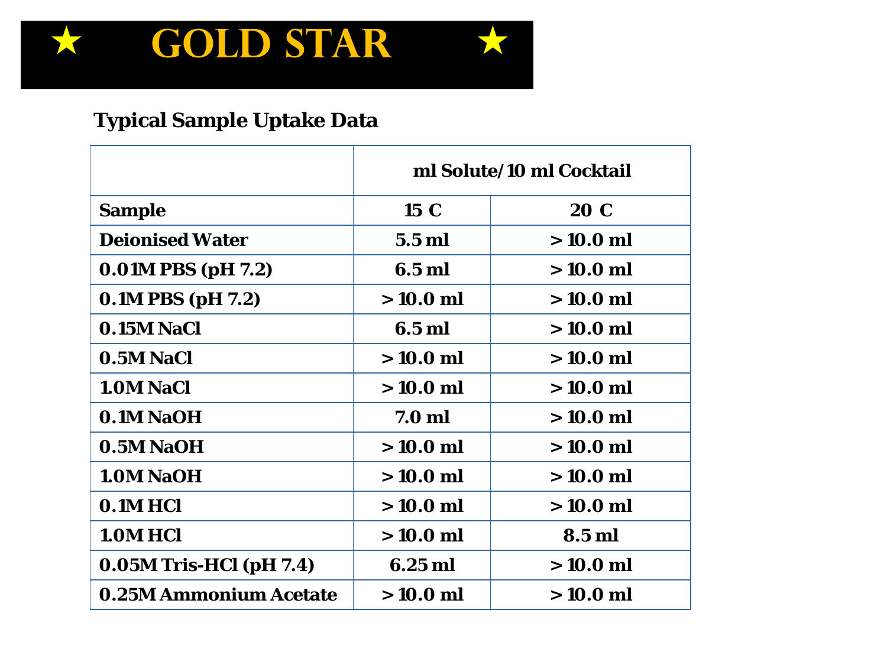# ★ GOLD STAR ★

### Typical Sample Uptake Data

| | ml Solute/10 ml Cocktail | |
|---|---|---|
| **Sample** | **15 C** | **20 C** |
| **Deionised Water** | **5.5 ml** | **> 10.0 ml** |
| **0.01M PBS (pH 7.2)** | **6.5 ml** | **> 10.0 ml** |
| **0.1M PBS (pH 7.2)** | **> 10.0 ml** | **> 10.0 ml** |
| **0.15M NaCl** | **6.5 ml** | **> 10.0 ml** |
| **0.5M NaCl** | **> 10.0 ml** | **> 10.0 ml** |
| **1.0M NaCl** | **> 10.0 ml** | **> 10.0 ml** |
| **0.1M NaOH** | **7.0 ml** | **> 10.0 ml** |
| **0.5M NaOH** | **> 10.0 ml** | **> 10.0 ml** |
| **1.0M NaOH** | **> 10.0 ml** | **> 10.0 ml** |
| **0.1M HCl** | **> 10.0 ml** | **> 10.0 ml** |
| **1.0M HCl** | **> 10.0 ml** | **8.5 ml** |
| **0.05M Tris-HCl (pH 7.4)** | **6.25 ml** | **> 10.0 ml** |
| **0.25M Ammonium Acetate** | **> 10.0 ml** | **> 10.0 ml** |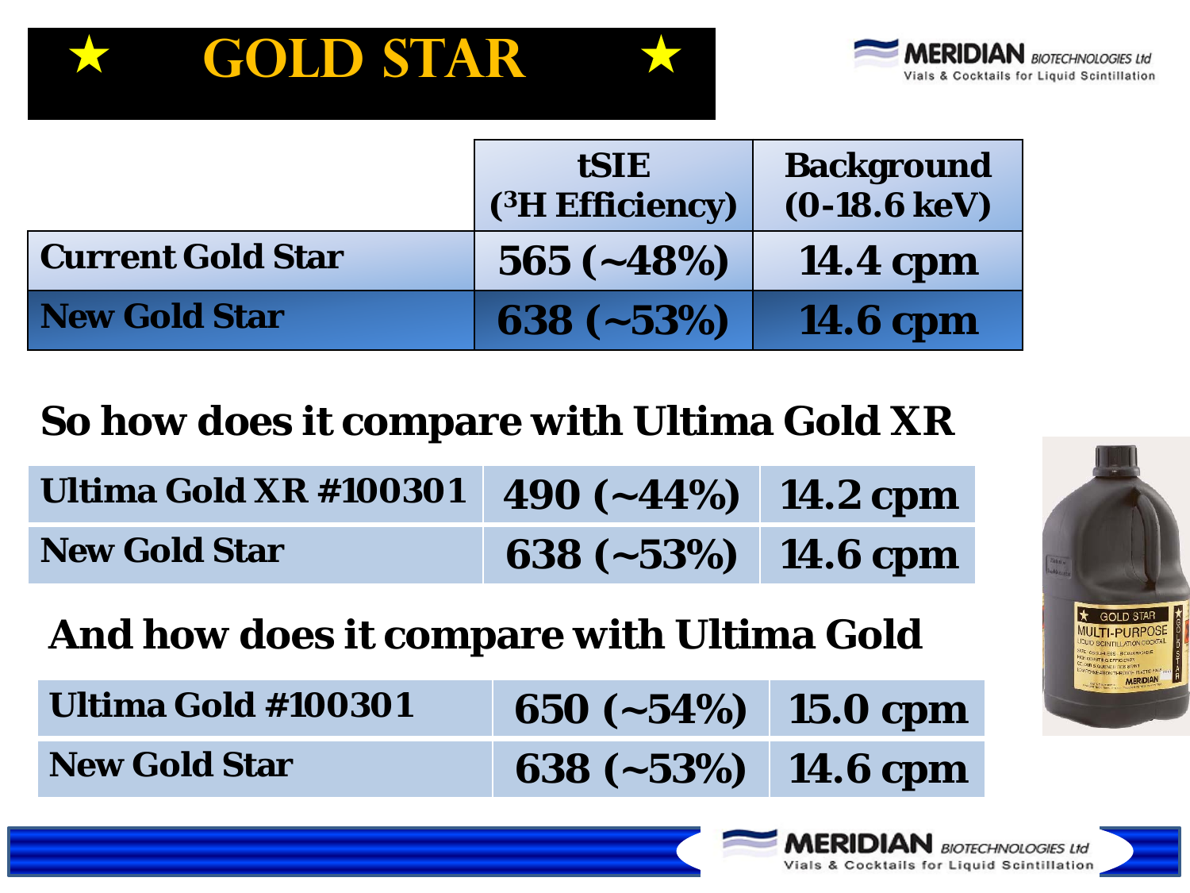# ★ GOLD STAR ★

| | tSIE ($^3H$ Efficiency) | Background (0-18.6 keV) |
|---|---|---|
| Current Gold Star | 565 (~48%) | 14.4 cpm |
| New Gold Star | 638 (~53%) | 14.6 cpm |

## So how does it compare with Ultima Gold XR

| | | |
|---|---|---|
| Ultima Gold XR #100301 | 490 (~44%) | 14.2 cpm |
| New Gold Star | 638 (~53%) | 14.6 cpm |

## And how does it compare with Ultima Gold

| | | |
|---|---|---|
| Ultima Gold #100301 | 650 (~54%) | 15.0 cpm |
| New Gold Star | 638 (~53%) | 14.6 cpm |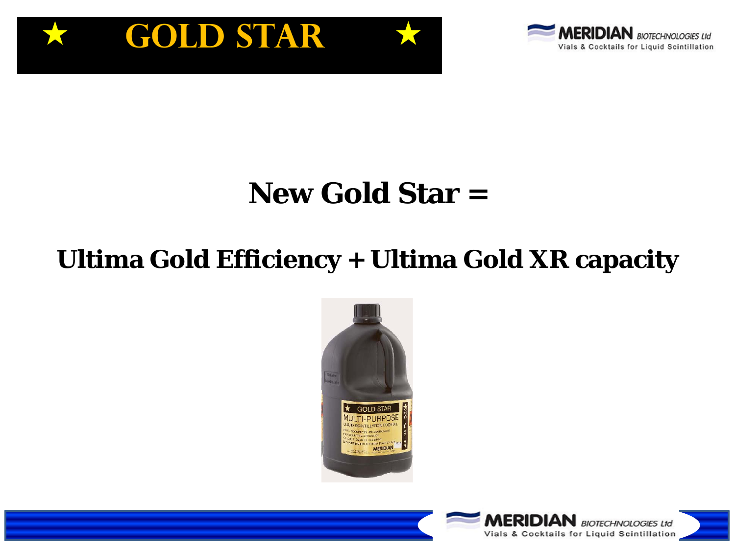# ★ GOLD STAR ★

## New Gold Star =

## Ultima Gold Efficiency + Ultima Gold XR capacity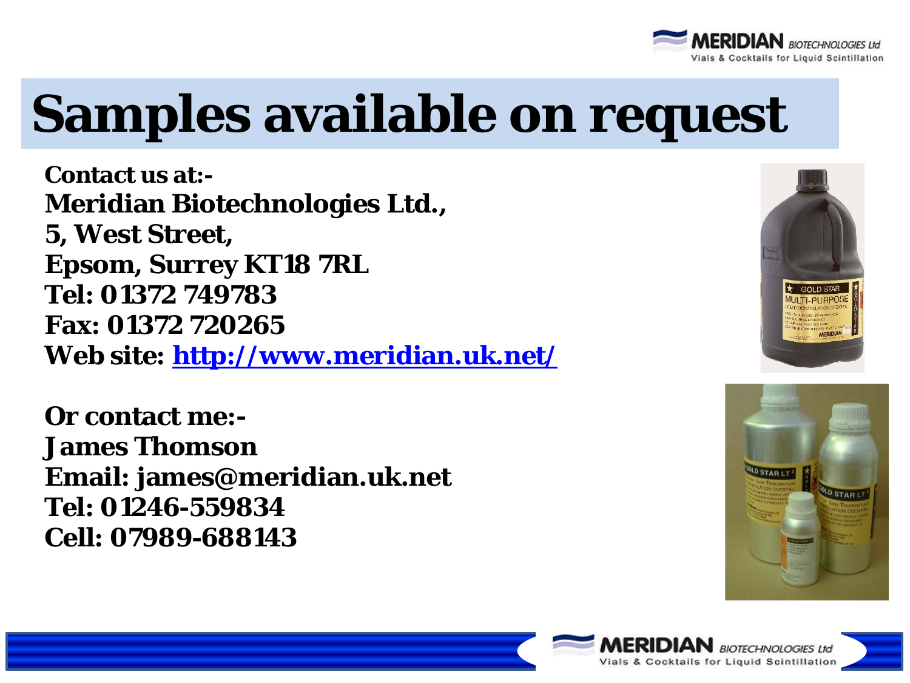# Samples available on request

**Contact us at:-**
**Meridian Biotechnologies Ltd.,**
**5, West Street,**
**Epsom, Surrey KT18 7RL**
**Tel: 01372 749783**
**Fax: 01372 720265**
**Web site: [http://www.meridian.uk.net/](http://www.meridian.uk.net/)**

**Or contact me:-**
**James Thomson**
**Email: james@meridian.uk.net**
**Tel: 01246-559834**
**Cell: 07989-688143**